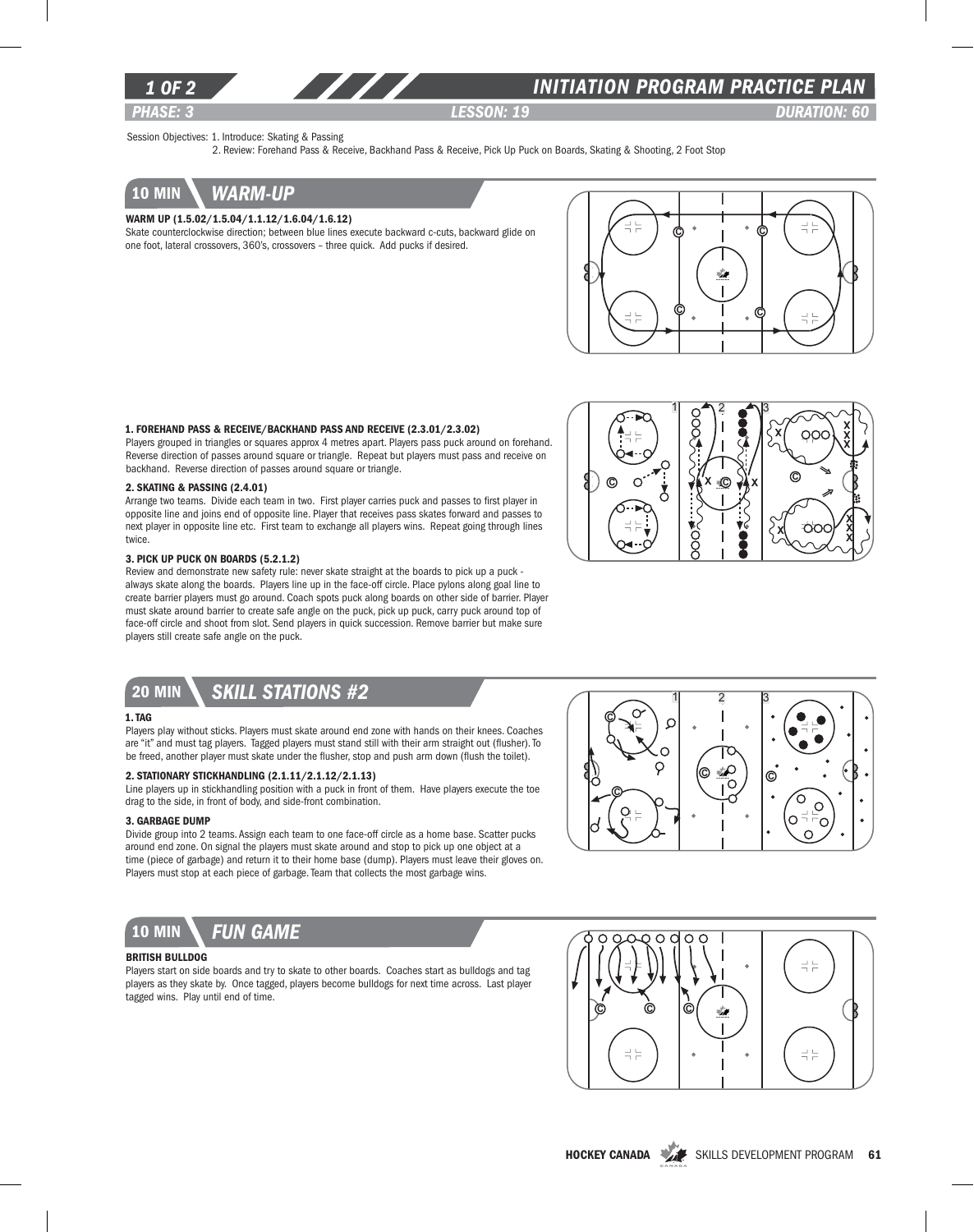# INITIATION PROGRAM PRACTICE PLAN

**PHASE: 3** | **LESSON: 19** | **DURATION: 60**

Session Objectives: 1. Introduce: Skating & Passing
2. Review: Forehand Pass & Receive, Backhand Pass & Receive, Pick Up Puck on Boards, Skating & Shooting, 2 Foot Stop

## 10 MIN WARM-UP

**WARM UP (1.5.02/1.5.04/1.1.12/1.6.04/1.6.12)**

Skate counterclockwise direction; between blue lines execute backward c-cuts, backward glide on one foot, lateral crossovers, 360's, crossovers – three quick. Add pucks if desired.

**1. FOREHAND PASS & RECEIVE/BACKHAND PASS AND RECEIVE (2.3.01/2.3.02)**

Players grouped in triangles or squares approx 4 metres apart. Players pass puck around on forehand. Reverse direction of passes around square or triangle. Repeat but players must pass and receive on backhand. Reverse direction of passes around square or triangle.

**2. SKATING & PASSING (2.4.01)**

Arrange two teams. Divide each team in two. First player carries puck and passes to first player in opposite line and joins end of opposite line. Player that receives pass skates forward and passes to next player in opposite line etc. First team to exchange all players wins. Repeat going through lines twice.

**3. PICK UP PUCK ON BOARDS (5.2.1.2)**

Review and demonstrate new safety rule: never skate straight at the boards to pick up a puck - always skate along the boards. Players line up in the face-off circle. Place pylons along goal line to create barrier players must go around. Coach spots puck along boards on other side of barrier. Player must skate around barrier to create safe angle on the puck, pick up puck, carry puck around top of face-off circle and shoot from slot. Send players in quick succession. Remove barrier but make sure players still create safe angle on the puck.

## 20 MIN SKILL STATIONS #2

**1. TAG**

Players play without sticks. Players must skate around end zone with hands on their knees. Coaches are "it" and must tag players. Tagged players must stand still with their arm straight out (flusher). To be freed, another player must skate under the flusher, stop and push arm down (flush the toilet).

**2. STATIONARY STICKHANDLING (2.1.11/2.1.12/2.1.13)**

Line players up in stickhandling position with a puck in front of them. Have players execute the toe drag to the side, in front of body, and side-front combination.

**3. GARBAGE DUMP**

Divide group into 2 teams. Assign each team to one face-off circle as a home base. Scatter pucks around end zone. On signal the players must skate around and stop to pick up one object at a time (piece of garbage) and return it to their home base (dump). Players must leave their gloves on. Players must stop at each piece of garbage. Team that collects the most garbage wins.

## 10 MIN FUN GAME

**BRITISH BULLDOG**

Players start on side boards and try to skate to other boards. Coaches start as bulldogs and tag players as they skate by. Once tagged, players become bulldogs for next time across. Last player tagged wins. Play until end of time.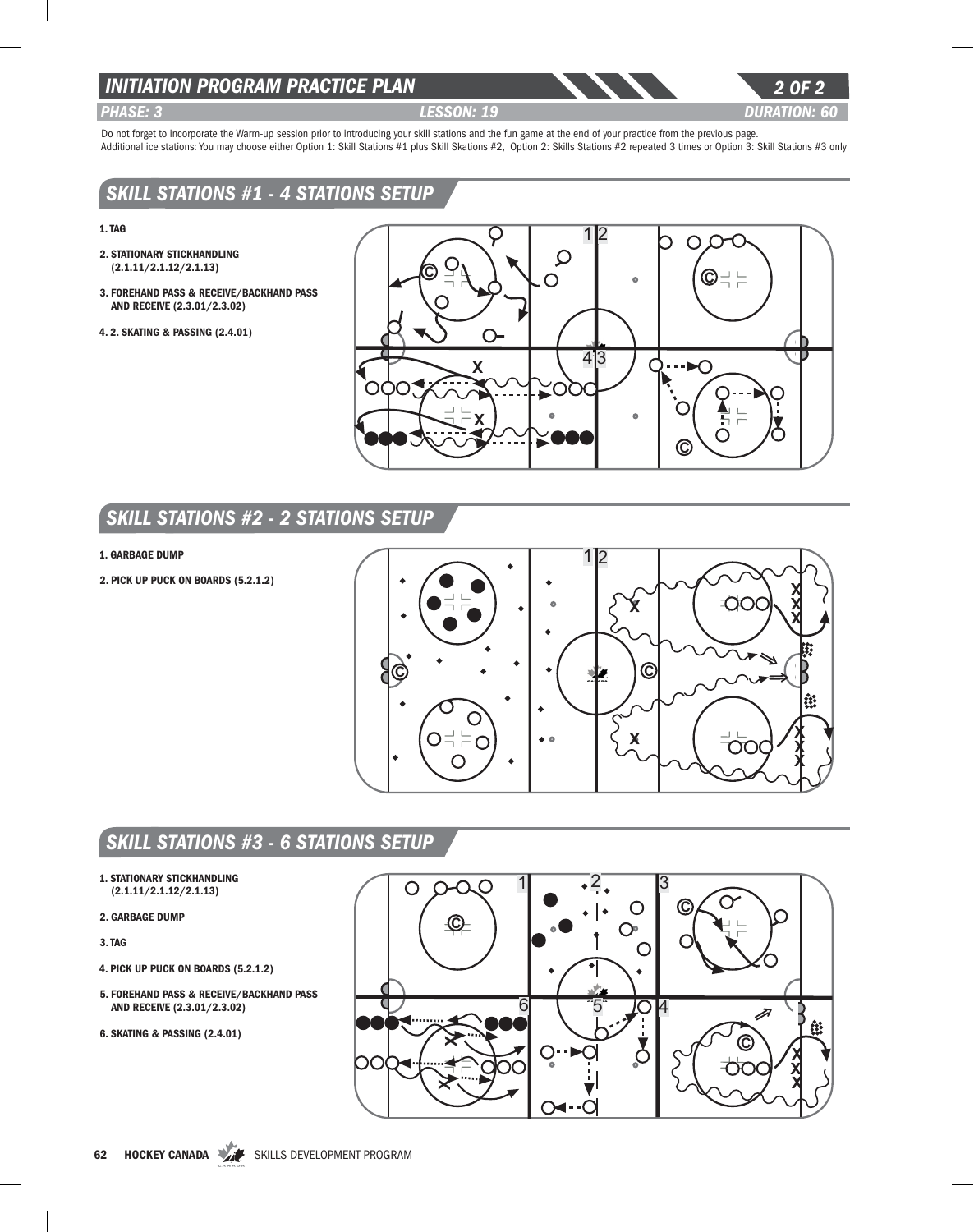# INITIATION PROGRAM PRACTICE PLAN

*PHASE: 3* *LESSON: 19* *DURATION: 60*

Do not forget to incorporate the Warm-up session prior to introducing your skill stations and the fun game at the end of your practice from the previous page.
Additional ice stations: You may choose either Option 1: Skill Stations #1 plus Skill Skations #2, Option 2: Skills Stations #2 repeated 3 times or Option 3: Skill Stations #3 only

## SKILL STATIONS #1 - 4 STATIONS SETUP

1. TAG
2. STATIONARY STICKHANDLING (2.1.11/2.1.12/2.1.13)
3. FOREHAND PASS & RECEIVE/BACKHAND PASS AND RECEIVE (2.3.01/2.3.02)
4. 2. SKATING & PASSING (2.4.01)

1 2
4 3

## SKILL STATIONS #2 - 2 STATIONS SETUP

1. GARBAGE DUMP
2. PICK UP PUCK ON BOARDS (5.2.1.2)

1 2

## SKILL STATIONS #3 - 6 STATIONS SETUP

1. STATIONARY STICKHANDLING (2.1.11/2.1.12/2.1.13)
2. GARBAGE DUMP
3. TAG
4. PICK UP PUCK ON BOARDS (5.2.1.2)
5. FOREHAND PASS & RECEIVE/BACKHAND PASS AND RECEIVE (2.3.01/2.3.02)
6. SKATING & PASSING (2.4.01)

1 2 3
6 5 4

HOCKEY CANADA SKILLS DEVELOPMENT PROGRAM